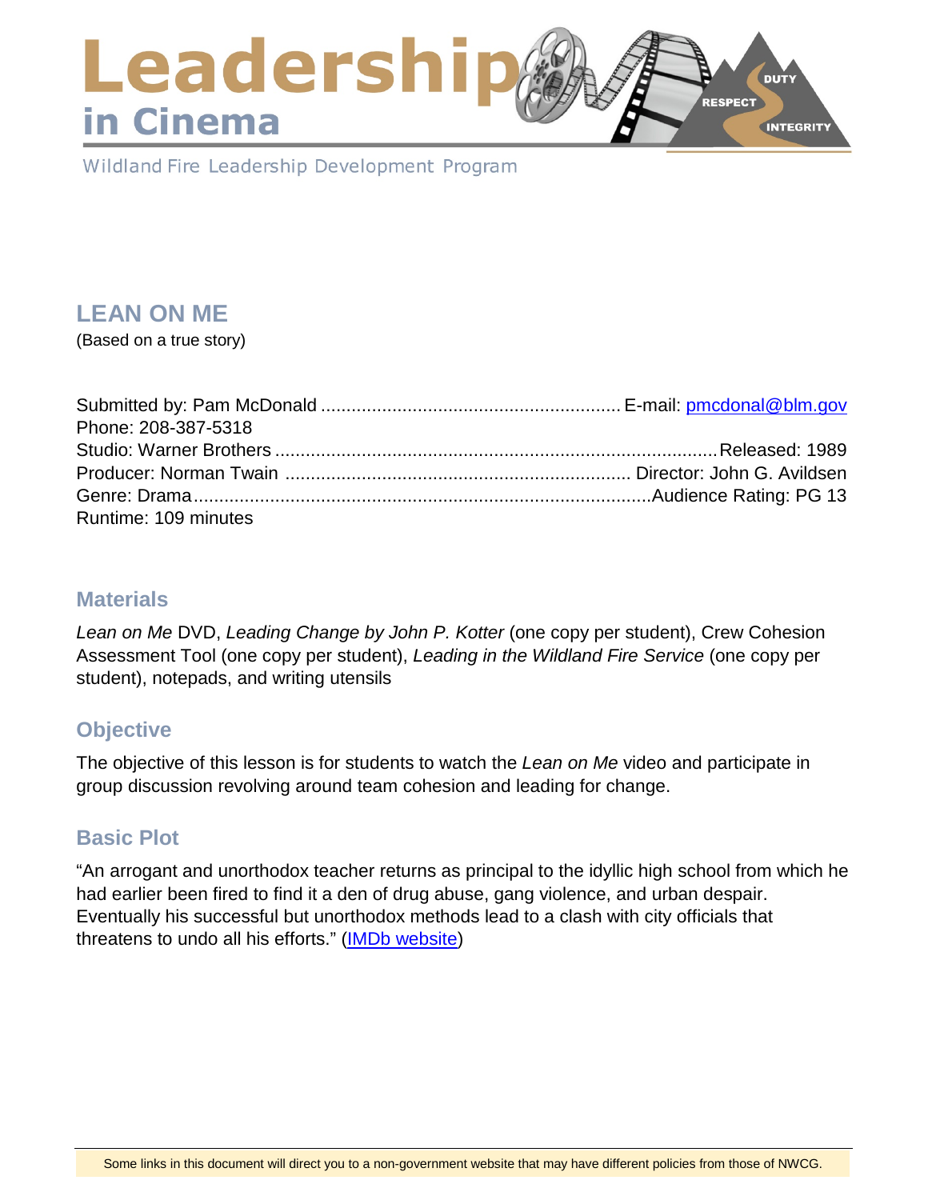# Leadership in Cinema

Wildland Fire Leadership Development Program

## LEAN ON ME

(Based on a true story)

Submitted by: Pam McDonald ........................................................... E-mail: pmcdonal@blm.gov
Phone: 208-387-5318
Studio: Warner Brothers ........................................................................................Released: 1989
Producer: Norman Twain .................................................................... Director: John G. Avildsen
Genre: Drama..........................................................................................Audience Rating: PG 13
Runtime: 109 minutes

## Materials

*Lean on Me* DVD, *Leading Change by John P. Kotter* (one copy per student), Crew Cohesion Assessment Tool (one copy per student), *Leading in the Wildland Fire Service* (one copy per student), notepads, and writing utensils

## Objective

The objective of this lesson is for students to watch the *Lean on Me* video and participate in group discussion revolving around team cohesion and leading for change.

## Basic Plot

"An arrogant and unorthodox teacher returns as principal to the idyllic high school from which he had earlier been fired to find it a den of drug abuse, gang violence, and urban despair. Eventually his successful but unorthodox methods lead to a clash with city officials that threatens to undo all his efforts." (IMDb website)

Some links in this document will direct you to a non-government website that may have different policies from those of NWCG.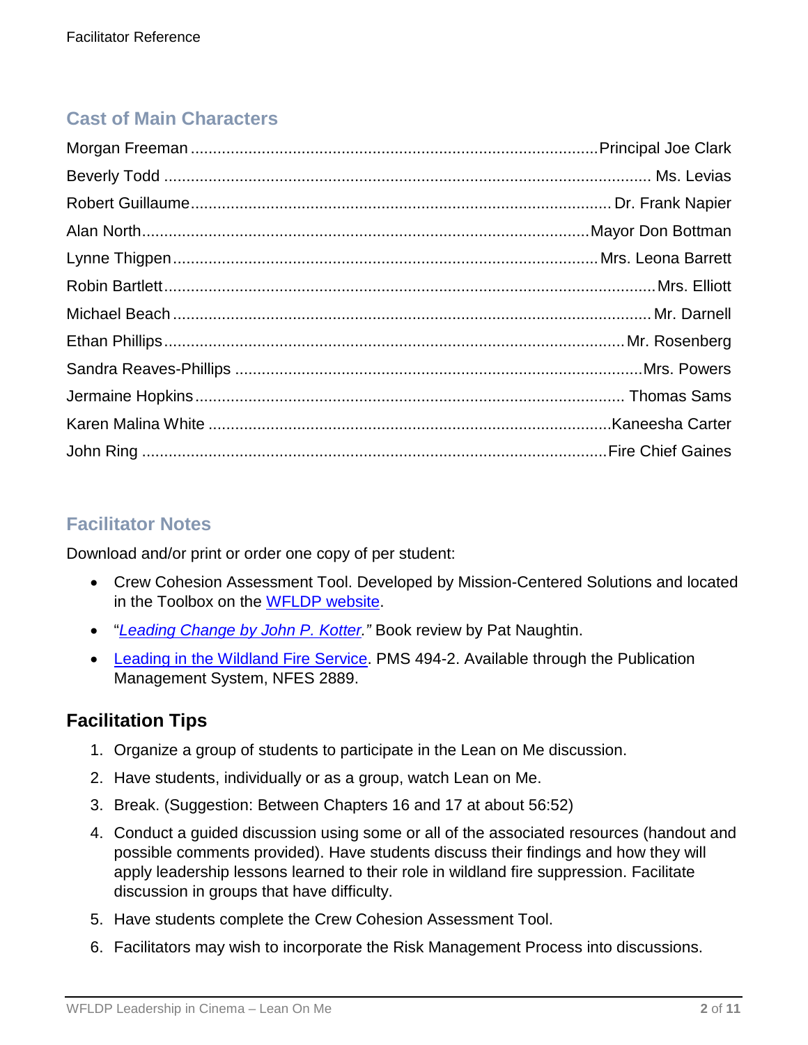## Cast of Main Characters

Morgan Freeman ........................................................................................... Principal Joe Clark
Beverly Todd ........................................................................................................... Ms. Levias
Robert Guillaume ............................................................................................ Dr. Frank Napier
Alan North .................................................................................................. Mayor Don Bottman
Lynne Thigpen ............................................................................................ Mrs. Leona Barrett
Robin Bartlett ............................................................................................................ Mrs. Elliott
Michael Beach ........................................................................................................ Mr. Darnell
Ethan Phillips ...................................................................................................... Mr. Rosenberg
Sandra Reaves-Phillips ........................................................................................... Mrs. Powers
Jermaine Hopkins ................................................................................................. Thomas Sams
Karen Malina White .......................................................................................... Kaneesha Carter
John Ring ...................................................................................................... Fire Chief Gaines

## Facilitator Notes

Download and/or print or order one copy of per student:

- Crew Cohesion Assessment Tool. Developed by Mission-Centered Solutions and located in the Toolbox on the WFLDP website.
- "*Leading Change by John P. Kotter.*" Book review by Pat Naughtin.
- Leading in the Wildland Fire Service. PMS 494-2. Available through the Publication Management System, NFES 2889.

### Facilitation Tips

1. Organize a group of students to participate in the Lean on Me discussion.
2. Have students, individually or as a group, watch Lean on Me.
3. Break. (Suggestion: Between Chapters 16 and 17 at about 56:52)
4. Conduct a guided discussion using some or all of the associated resources (handout and possible comments provided). Have students discuss their findings and how they will apply leadership lessons learned to their role in wildland fire suppression. Facilitate discussion in groups that have difficulty.
5. Have students complete the Crew Cohesion Assessment Tool.
6. Facilitators may wish to incorporate the Risk Management Process into discussions.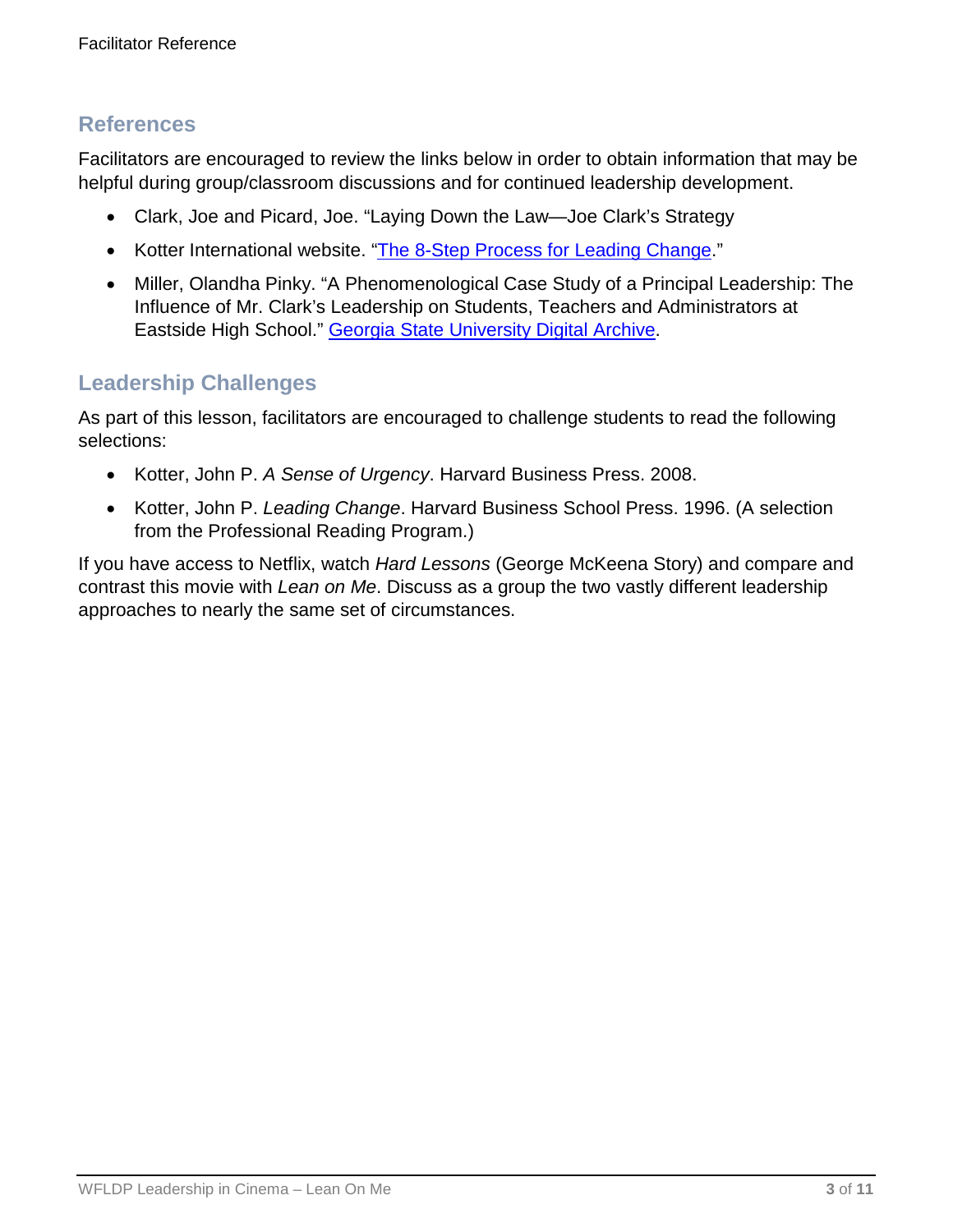## References

Facilitators are encouraged to review the links below in order to obtain information that may be helpful during group/classroom discussions and for continued leadership development.

- Clark, Joe and Picard, Joe. "Laying Down the Law—Joe Clark's Strategy
- Kotter International website. "The 8-Step Process for Leading Change."
- Miller, Olandha Pinky. "A Phenomenological Case Study of a Principal Leadership: The Influence of Mr. Clark's Leadership on Students, Teachers and Administrators at Eastside High School." Georgia State University Digital Archive.

## Leadership Challenges

As part of this lesson, facilitators are encouraged to challenge students to read the following selections:

- Kotter, John P. *A Sense of Urgency*. Harvard Business Press. 2008.
- Kotter, John P. *Leading Change*. Harvard Business School Press. 1996. (A selection from the Professional Reading Program.)

If you have access to Netflix, watch *Hard Lessons* (George McKeena Story) and compare and contrast this movie with *Lean on Me*. Discuss as a group the two vastly different leadership approaches to nearly the same set of circumstances.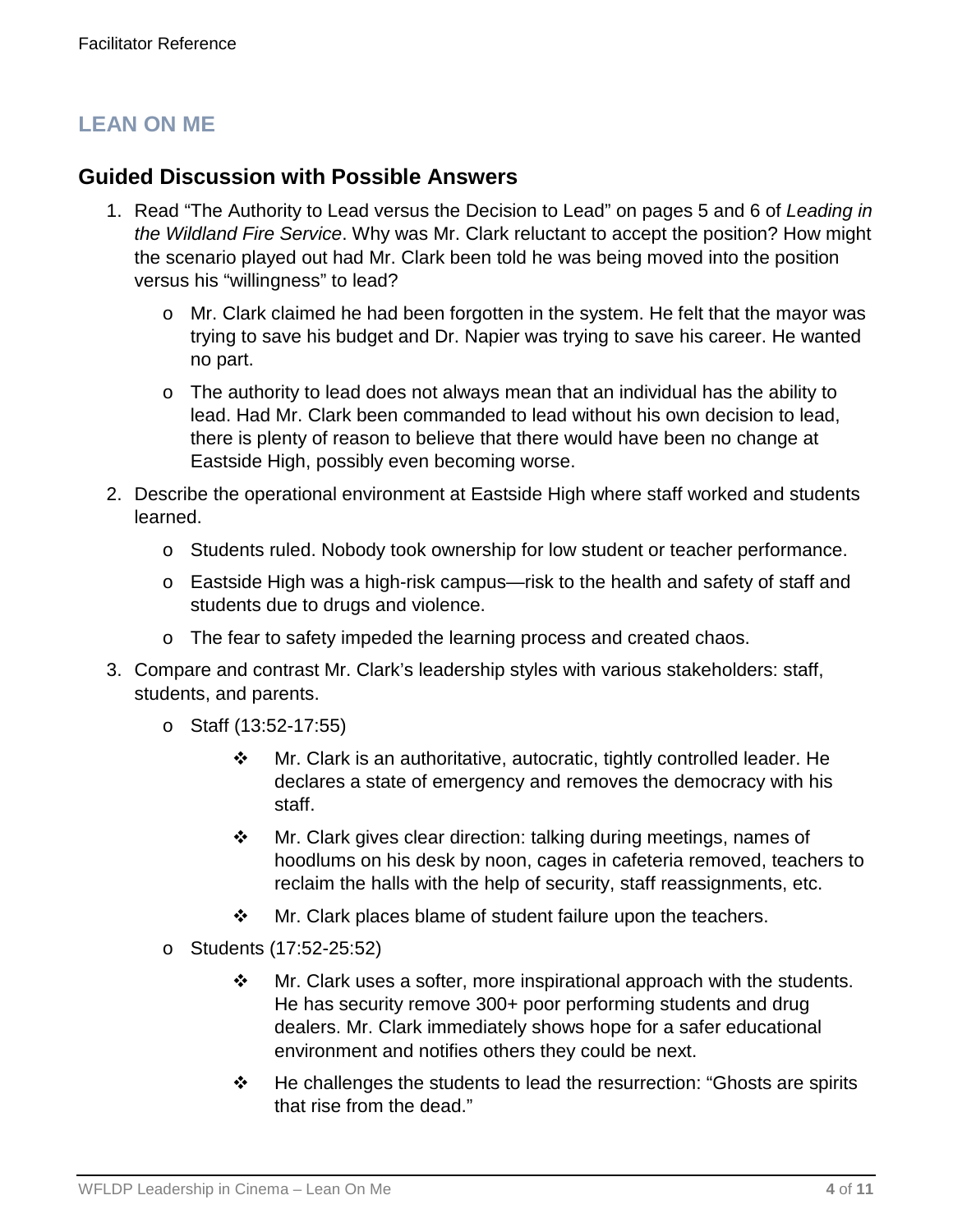## LEAN ON ME

### Guided Discussion with Possible Answers

1. Read "The Authority to Lead versus the Decision to Lead" on pages 5 and 6 of *Leading in the Wildland Fire Service*. Why was Mr. Clark reluctant to accept the position? How might the scenario played out had Mr. Clark been told he was being moved into the position versus his "willingness" to lead?
   - Mr. Clark claimed he had been forgotten in the system. He felt that the mayor was trying to save his budget and Dr. Napier was trying to save his career. He wanted no part.
   - The authority to lead does not always mean that an individual has the ability to lead. Had Mr. Clark been commanded to lead without his own decision to lead, there is plenty of reason to believe that there would have been no change at Eastside High, possibly even becoming worse.
2. Describe the operational environment at Eastside High where staff worked and students learned.
   - Students ruled. Nobody took ownership for low student or teacher performance.
   - Eastside High was a high-risk campus—risk to the health and safety of staff and students due to drugs and violence.
   - The fear to safety impeded the learning process and created chaos.
3. Compare and contrast Mr. Clark's leadership styles with various stakeholders: staff, students, and parents.
   - Staff (13:52-17:55)
     - Mr. Clark is an authoritative, autocratic, tightly controlled leader. He declares a state of emergency and removes the democracy with his staff.
     - Mr. Clark gives clear direction: talking during meetings, names of hoodlums on his desk by noon, cages in cafeteria removed, teachers to reclaim the halls with the help of security, staff reassignments, etc.
     - Mr. Clark places blame of student failure upon the teachers.
   - Students (17:52-25:52)
     - Mr. Clark uses a softer, more inspirational approach with the students. He has security remove 300+ poor performing students and drug dealers. Mr. Clark immediately shows hope for a safer educational environment and notifies others they could be next.
     - He challenges the students to lead the resurrection: "Ghosts are spirits that rise from the dead."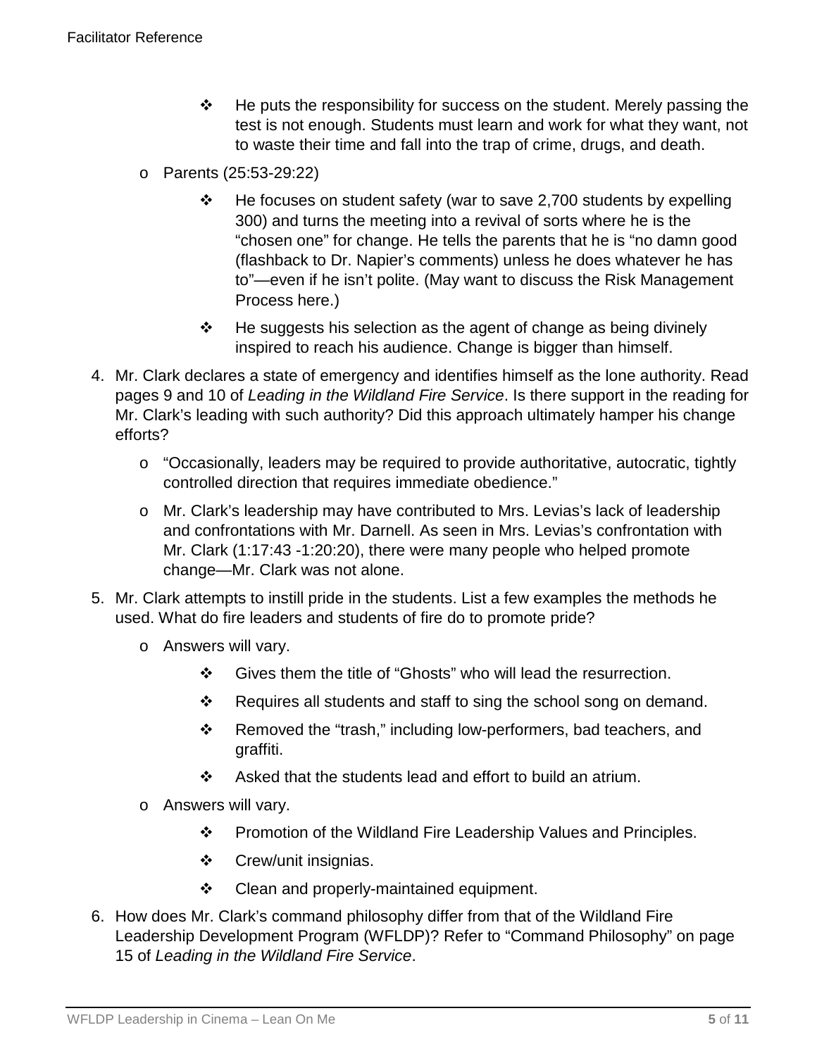- He puts the responsibility for success on the student. Merely passing the test is not enough. Students must learn and work for what they want, not to waste their time and fall into the trap of crime, drugs, and death.
    - Parents (25:53-29:22)
        - He focuses on student safety (war to save 2,700 students by expelling 300) and turns the meeting into a revival of sorts where he is the "chosen one" for change. He tells the parents that he is "no damn good (flashback to Dr. Napier's comments) unless he does whatever he has to"—even if he isn't polite. (May want to discuss the Risk Management Process here.)
        - He suggests his selection as the agent of change as being divinely inspired to reach his audience. Change is bigger than himself.

4. Mr. Clark declares a state of emergency and identifies himself as the lone authority. Read pages 9 and 10 of *Leading in the Wildland Fire Service*. Is there support in the reading for Mr. Clark's leading with such authority? Did this approach ultimately hamper his change efforts?
    - "Occasionally, leaders may be required to provide authoritative, autocratic, tightly controlled direction that requires immediate obedience."
    - Mr. Clark's leadership may have contributed to Mrs. Levias's lack of leadership and confrontations with Mr. Darnell. As seen in Mrs. Levias's confrontation with Mr. Clark (1:17:43 -1:20:20), there were many people who helped promote change—Mr. Clark was not alone.

5. Mr. Clark attempts to instill pride in the students. List a few examples the methods he used. What do fire leaders and students of fire do to promote pride?
    - Answers will vary.
        - Gives them the title of "Ghosts" who will lead the resurrection.
        - Requires all students and staff to sing the school song on demand.
        - Removed the "trash," including low-performers, bad teachers, and graffiti.
        - Asked that the students lead and effort to build an atrium.
    - Answers will vary.
        - Promotion of the Wildland Fire Leadership Values and Principles.
        - Crew/unit insignias.
        - Clean and properly-maintained equipment.

6. How does Mr. Clark's command philosophy differ from that of the Wildland Fire Leadership Development Program (WFLDP)? Refer to "Command Philosophy" on page 15 of *Leading in the Wildland Fire Service*.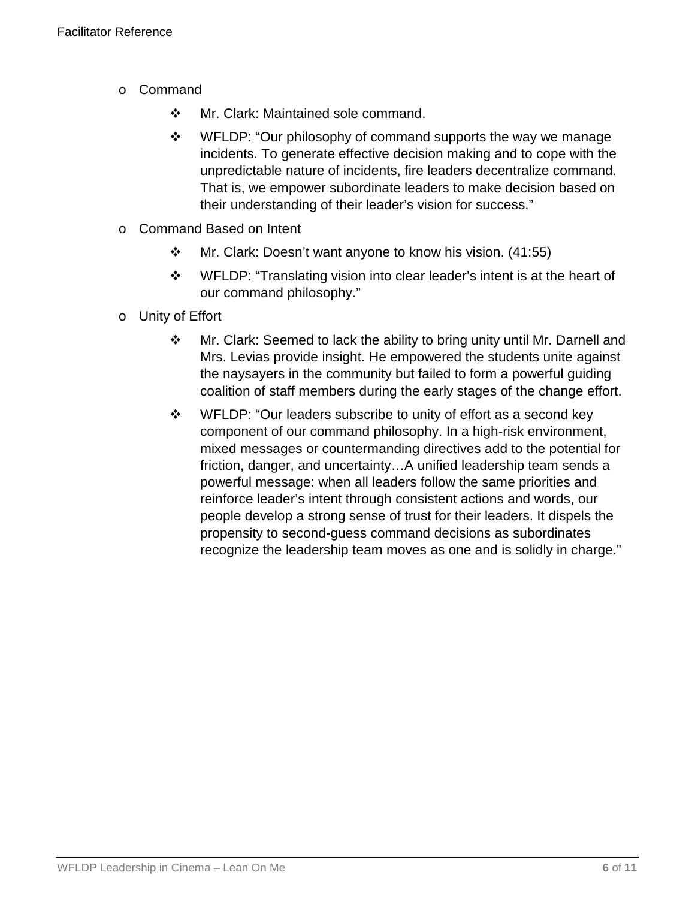- Command
  - Mr. Clark: Maintained sole command.
  - WFLDP: "Our philosophy of command supports the way we manage incidents. To generate effective decision making and to cope with the unpredictable nature of incidents, fire leaders decentralize command. That is, we empower subordinate leaders to make decision based on their understanding of their leader's vision for success."
- Command Based on Intent
  - Mr. Clark: Doesn't want anyone to know his vision. (41:55)
  - WFLDP: "Translating vision into clear leader's intent is at the heart of our command philosophy."
- Unity of Effort
  - Mr. Clark: Seemed to lack the ability to bring unity until Mr. Darnell and Mrs. Levias provide insight. He empowered the students unite against the naysayers in the community but failed to form a powerful guiding coalition of staff members during the early stages of the change effort.
  - WFLDP: "Our leaders subscribe to unity of effort as a second key component of our command philosophy. In a high-risk environment, mixed messages or countermanding directives add to the potential for friction, danger, and uncertainty…A unified leadership team sends a powerful message: when all leaders follow the same priorities and reinforce leader's intent through consistent actions and words, our people develop a strong sense of trust for their leaders. It dispels the propensity to second-guess command decisions as subordinates recognize the leadership team moves as one and is solidly in charge."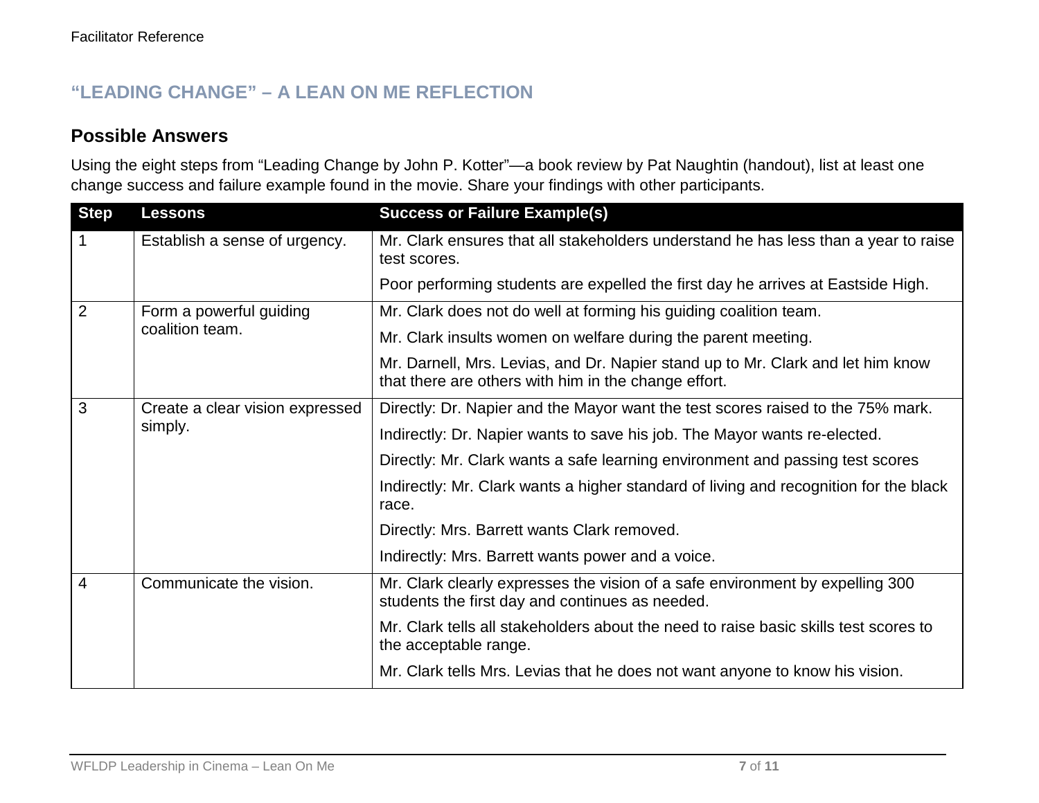## "LEADING CHANGE" – A LEAN ON ME REFLECTION

### Possible Answers

Using the eight steps from "Leading Change by John P. Kotter"—a book review by Pat Naughtin (handout), list at least one change success and failure example found in the movie. Share your findings with other participants.

| Step | Lessons | Success or Failure Example(s) |
|---|---|---|
| 1 | Establish a sense of urgency. | Mr. Clark ensures that all stakeholders understand he has less than a year to raise test scores. |
| | | Poor performing students are expelled the first day he arrives at Eastside High. |
| 2 | Form a powerful guiding coalition team. | Mr. Clark does not do well at forming his guiding coalition team. |
| | | Mr. Clark insults women on welfare during the parent meeting. |
| | | Mr. Darnell, Mrs. Levias, and Dr. Napier stand up to Mr. Clark and let him know that there are others with him in the change effort. |
| 3 | Create a clear vision expressed simply. | Directly: Dr. Napier and the Mayor want the test scores raised to the 75% mark. |
| | | Indirectly: Dr. Napier wants to save his job. The Mayor wants re-elected. |
| | | Directly: Mr. Clark wants a safe learning environment and passing test scores |
| | | Indirectly: Mr. Clark wants a higher standard of living and recognition for the black race. |
| | | Directly: Mrs. Barrett wants Clark removed. |
| | | Indirectly: Mrs. Barrett wants power and a voice. |
| 4 | Communicate the vision. | Mr. Clark clearly expresses the vision of a safe environment by expelling 300 students the first day and continues as needed. |
| | | Mr. Clark tells all stakeholders about the need to raise basic skills test scores to the acceptable range. |
| | | Mr. Clark tells Mrs. Levias that he does not want anyone to know his vision. |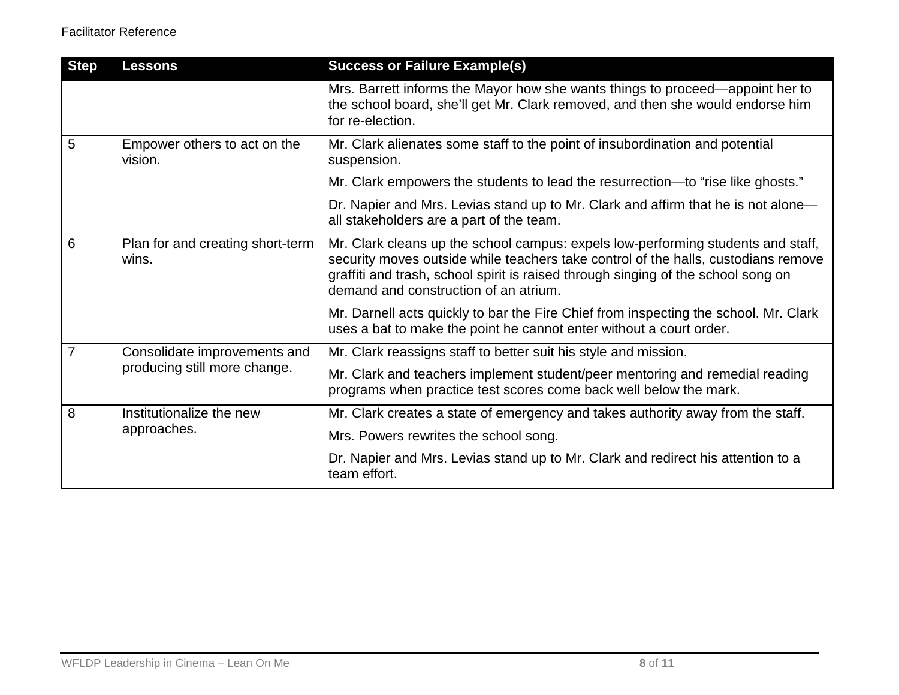| Step | Lessons | Success or Failure Example(s) |
|---|---|---|
| | | Mrs. Barrett informs the Mayor how she wants things to proceed—appoint her to the school board, she'll get Mr. Clark removed, and then she would endorse him for re-election. |
| 5 | Empower others to act on the vision. | Mr. Clark alienates some staff to the point of insubordination and potential suspension. |
| | | Mr. Clark empowers the students to lead the resurrection—to "rise like ghosts." |
| | | Dr. Napier and Mrs. Levias stand up to Mr. Clark and affirm that he is not alone—all stakeholders are a part of the team. |
| 6 | Plan for and creating short-term wins. | Mr. Clark cleans up the school campus: expels low-performing students and staff, security moves outside while teachers take control of the halls, custodians remove graffiti and trash, school spirit is raised through singing of the school song on demand and construction of an atrium. |
| | | Mr. Darnell acts quickly to bar the Fire Chief from inspecting the school. Mr. Clark uses a bat to make the point he cannot enter without a court order. |
| 7 | Consolidate improvements and producing still more change. | Mr. Clark reassigns staff to better suit his style and mission. |
| | | Mr. Clark and teachers implement student/peer mentoring and remedial reading programs when practice test scores come back well below the mark. |
| 8 | Institutionalize the new approaches. | Mr. Clark creates a state of emergency and takes authority away from the staff. |
| | | Mrs. Powers rewrites the school song. |
| | | Dr. Napier and Mrs. Levias stand up to Mr. Clark and redirect his attention to a team effort. |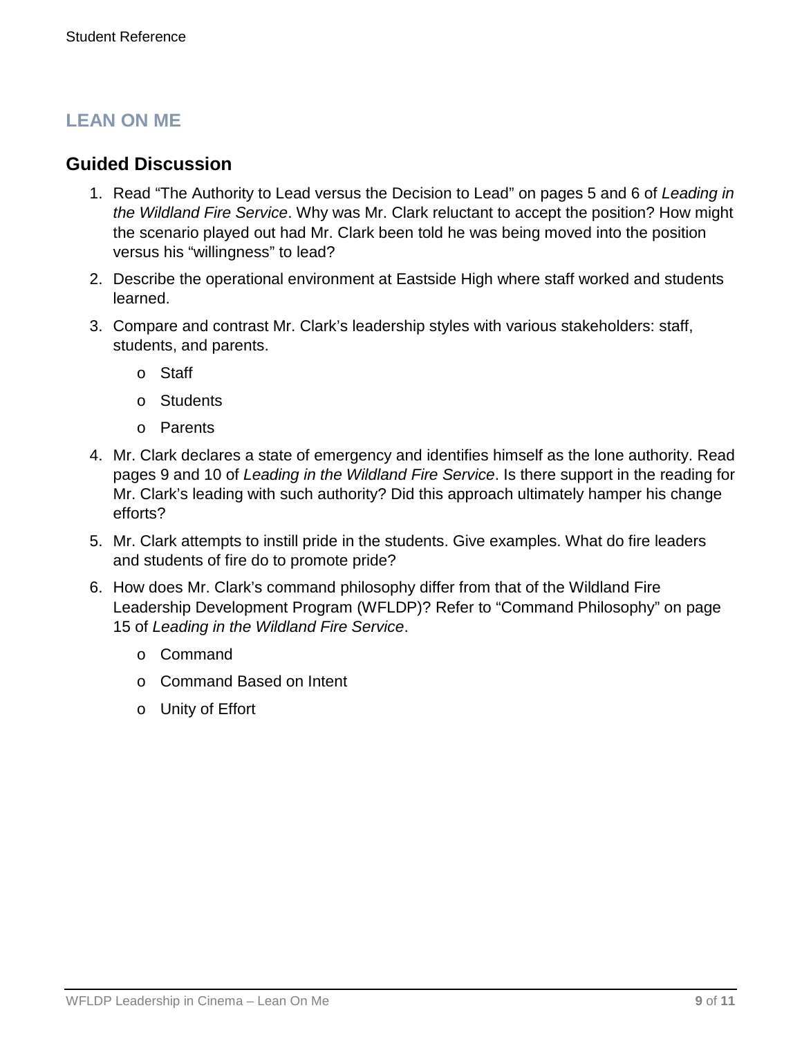## LEAN ON ME

### Guided Discussion

1. Read "The Authority to Lead versus the Decision to Lead" on pages 5 and 6 of *Leading in the Wildland Fire Service*. Why was Mr. Clark reluctant to accept the position? How might the scenario played out had Mr. Clark been told he was being moved into the position versus his "willingness" to lead?
2. Describe the operational environment at Eastside High where staff worked and students learned.
3. Compare and contrast Mr. Clark's leadership styles with various stakeholders: staff, students, and parents.
   - Staff
   - Students
   - Parents
4. Mr. Clark declares a state of emergency and identifies himself as the lone authority. Read pages 9 and 10 of *Leading in the Wildland Fire Service*. Is there support in the reading for Mr. Clark's leading with such authority? Did this approach ultimately hamper his change efforts?
5. Mr. Clark attempts to instill pride in the students. Give examples. What do fire leaders and students of fire do to promote pride?
6. How does Mr. Clark's command philosophy differ from that of the Wildland Fire Leadership Development Program (WFLDP)? Refer to "Command Philosophy" on page 15 of *Leading in the Wildland Fire Service*.
   - Command
   - Command Based on Intent
   - Unity of Effort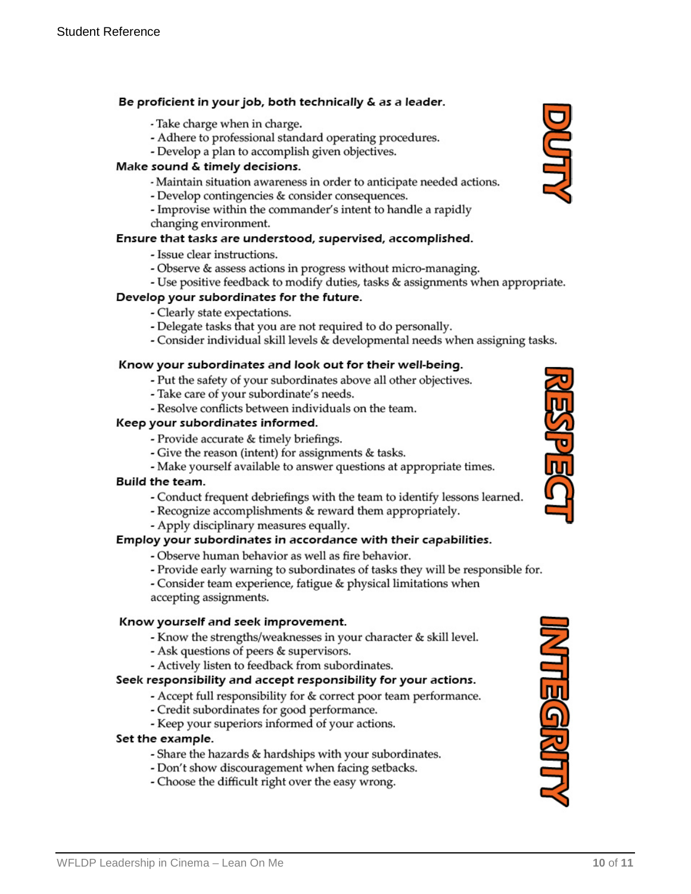## DUTY

**Be proficient in your job, both technically & as a leader.**

- Take charge when in charge.
- Adhere to professional standard operating procedures.
- Develop a plan to accomplish given objectives.

**Make sound & timely decisions.**

- Maintain situation awareness in order to anticipate needed actions.
- Develop contingencies & consider consequences.
- Improvise within the commander's intent to handle a rapidly changing environment.

**Ensure that tasks are understood, supervised, accomplished.**

- Issue clear instructions.
- Observe & assess actions in progress without micro-managing.
- Use positive feedback to modify duties, tasks & assignments when appropriate.

**Develop your subordinates for the future.**

- Clearly state expectations.
- Delegate tasks that you are not required to do personally.
- Consider individual skill levels & developmental needs when assigning tasks.

## RESPECT

**Know your subordinates and look out for their well-being.**

- Put the safety of your subordinates above all other objectives.
- Take care of your subordinate's needs.
- Resolve conflicts between individuals on the team.

**Keep your subordinates informed.**

- Provide accurate & timely briefings.
- Give the reason (intent) for assignments & tasks.
- Make yourself available to answer questions at appropriate times.

**Build the team.**

- Conduct frequent debriefings with the team to identify lessons learned.
- Recognize accomplishments & reward them appropriately.
- Apply disciplinary measures equally.

**Employ your subordinates in accordance with their capabilities.**

- Observe human behavior as well as fire behavior.
- Provide early warning to subordinates of tasks they will be responsible for.
- Consider team experience, fatigue & physical limitations when accepting assignments.

## INTEGRITY

**Know yourself and seek improvement.**

- Know the strengths/weaknesses in your character & skill level.
- Ask questions of peers & supervisors.
- Actively listen to feedback from subordinates.

**Seek responsibility and accept responsibility for your actions.**

- Accept full responsibility for & correct poor team performance.
- Credit subordinates for good performance.
- Keep your superiors informed of your actions.

**Set the example.**

- Share the hazards & hardships with your subordinates.
- Don't show discouragement when facing setbacks.
- Choose the difficult right over the easy wrong.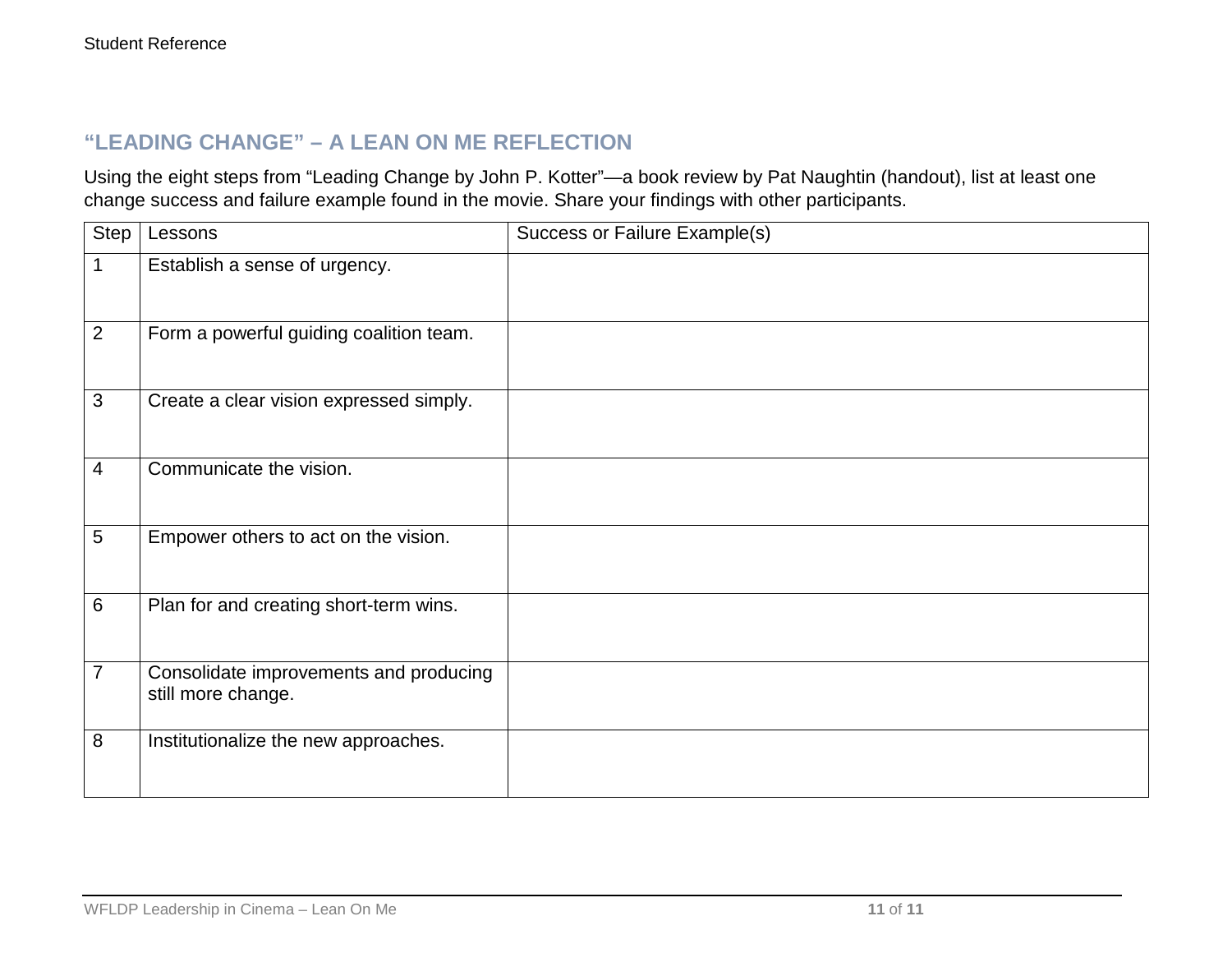## "LEADING CHANGE" – A LEAN ON ME REFLECTION

Using the eight steps from "Leading Change by John P. Kotter"—a book review by Pat Naughtin (handout), list at least one change success and failure example found in the movie. Share your findings with other participants.

| Step | Lessons | Success or Failure Example(s) |
|---|---|---|
| 1 | Establish a sense of urgency. | |
| 2 | Form a powerful guiding coalition team. | |
| 3 | Create a clear vision expressed simply. | |
| 4 | Communicate the vision. | |
| 5 | Empower others to act on the vision. | |
| 6 | Plan for and creating short-term wins. | |
| 7 | Consolidate improvements and producing still more change. | |
| 8 | Institutionalize the new approaches. | |